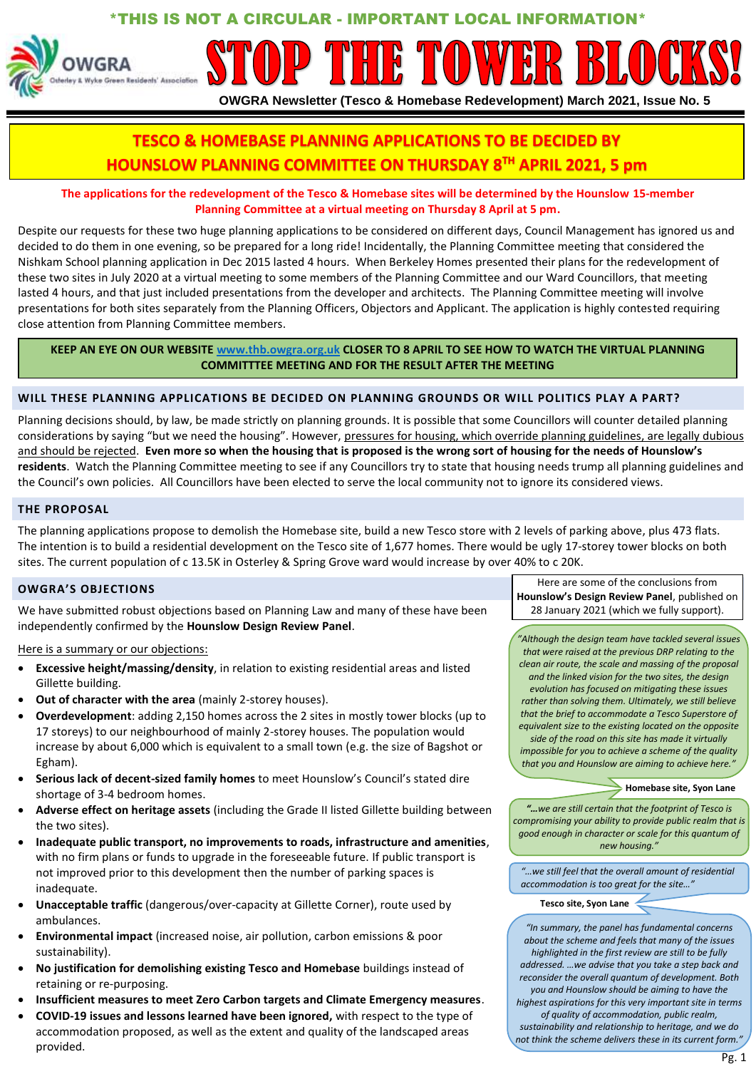\*THIS IS NOT A CIRCULAR - IMPORTANT LOCAL INFORMATION\*

OWGRA Osterley & Wyke Green Residents' Association

# STOP THE TOWER BLOCKS!

**OWGRA Newsletter (Tesco & Homebase Redevelopment) March 2021, Issue No. 5**

## TESCO & HOMEBASE PLANNING APPLICATIONS TO BE DECIDED BY HOUNSLOW PLANNING COMMITTEE ON THURSDAY 8TH APRIL 2021, 5 pm

**The applications for the redevelopment of the Tesco & Homebase sites will be determined by the Hounslow 15-member Planning Committee at a virtual meeting on Thursday 8 April at 5 pm.**

Despite our requests for these two huge planning applications to be considered on different days, Council Management has ignored us and decided to do them in one evening, so be prepared for a long ride! Incidentally, the Planning Committee meeting that considered the Nishkam School planning application in Dec 2015 lasted 4 hours. When Berkeley Homes presented their plans for the redevelopment of these two sites in July 2020 at a virtual meeting to some members of the Planning Committee and our Ward Councillors, that meeting lasted 4 hours, and that just included presentations from the developer and architects. The Planning Committee meeting will involve presentations for both sites separately from the Planning Officers, Objectors and Applicant. The application is highly contested requiring close attention from Planning Committee members.

**KEEP AN EYE ON OUR WEBSITE www.thb.owgra.org.uk CLOSER TO 8 APRIL TO SEE HOW TO WATCH THE VIRTUAL PLANNING COMMITTTEE MEETING AND FOR THE RESULT AFTER THE MEETING**

### WILL THESE PLANNING APPLICATIONS BE DECIDED ON PLANNING GROUNDS OR WILL POLITICS PLAY A PART?

Planning decisions should, by law, be made strictly on planning grounds. It is possible that some Councillors will counter detailed planning considerations by saying "but we need the housing". However, pressures for housing, which override planning guidelines, are legally dubious and should be rejected. **Even more so when the housing that is proposed is the wrong sort of housing for the needs of Hounslow's residents**. Watch the Planning Committee meeting to see if any Councillors try to state that housing needs trump all planning guidelines and the Council's own policies. All Councillors have been elected to serve the local community not to ignore its considered views.

### THE PROPOSAL

The planning applications propose to demolish the Homebase site, build a new Tesco store with 2 levels of parking above, plus 473 flats. The intention is to build a residential development on the Tesco site of 1,677 homes. There would be ugly 17-storey tower blocks on both sites. The current population of c 13.5K in Osterley & Spring Grove ward would increase by over 40% to c 20K.

### OWGRA'S OBJECTIONS

We have submitted robust objections based on Planning Law and many of these have been independently confirmed by the **Hounslow Design Review Panel**.

Here is a summary or our objections:

- **Excessive height/massing/density**, in relation to existing residential areas and listed Gillette building.
- **Out of character with the area** (mainly 2-storey houses).
- **Overdevelopment**: adding 2,150 homes across the 2 sites in mostly tower blocks (up to 17 storeys) to our neighbourhood of mainly 2-storey houses. The population would increase by about 6,000 which is equivalent to a small town (e.g. the size of Bagshot or Egham).
- **Serious lack of decent-sized family homes** to meet Hounslow's Council's stated dire shortage of 3-4 bedroom homes.
- **Adverse effect on heritage assets** (including the Grade II listed Gillette building between the two sites).
- **Inadequate public transport, no improvements to roads, infrastructure and amenities**, with no firm plans or funds to upgrade in the foreseeable future. If public transport is not improved prior to this development then the number of parking spaces is inadequate.
- **Unacceptable traffic** (dangerous/over-capacity at Gillette Corner), route used by ambulances.
- **Environmental impact** (increased noise, air pollution, carbon emissions & poor sustainability).
- **No justification for demolishing existing Tesco and Homebase** buildings instead of retaining or re-purposing.
- **Insufficient measures to meet Zero Carbon targets and Climate Emergency measures**.
- **COVID-19 issues and lessons learned have been ignored,** with respect to the type of accommodation proposed, as well as the extent and quality of the landscaped areas provided.

Here are some of the conclusions from **Hounslow's Design Review Panel**, published on 28 January 2021 (which we fully support).

*"Although the design team have tackled several issues that were raised at the previous DRP relating to the clean air route, the scale and massing of the proposal and the linked vision for the two sites, the design evolution has focused on mitigating these issues rather than solving them. Ultimately, we still believe that the brief to accommodate a Tesco Superstore of equivalent size to the existing located on the opposite side of the road on this site has made it virtually impossible for you to achieve a scheme of the quality that you and Hounslow are aiming to achieve here."*

**Homebase site, Syon Lane**

*"…we are still certain that the footprint of Tesco is compromising your ability to provide public realm that is good enough in character or scale for this quantum of new housing."*

*"…we still feel that the overall amount of residential accommodation is too great for the site…"*

**Tesco site, Syon Lane**

*"In summary, the panel has fundamental concerns about the scheme and feels that many of the issues highlighted in the first review are still to be fully addressed. …we advise that you take a step back and reconsider the overall quantum of development. Both you and Hounslow should be aiming to have the highest aspirations for this very important site in terms of quality of accommodation, public realm, sustainability and relationship to heritage, and we do not think the scheme delivers these in its current form."*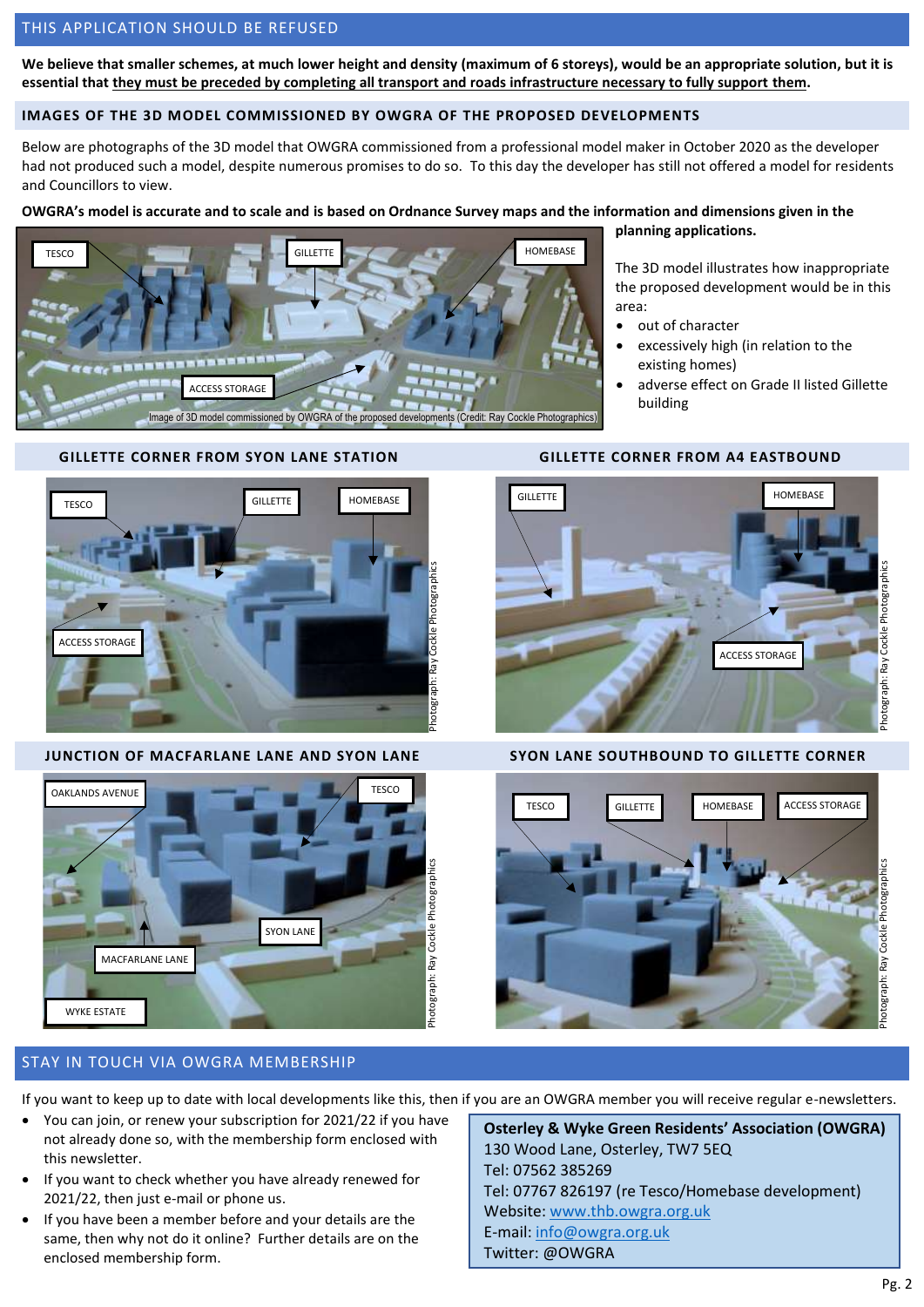## THIS APPLICATION SHOULD BE REFUSED

**We believe that smaller schemes, at much lower height and density (maximum of 6 storeys), would be an appropriate solution, but it is essential that they must be preceded by completing all transport and roads infrastructure necessary to fully support them.**

### IMAGES OF THE 3D MODEL COMMISSIONED BY OWGRA OF THE PROPOSED DEVELOPMENTS

Below are photographs of the 3D model that OWGRA commissioned from a professional model maker in October 2020 as the developer had not produced such a model, despite numerous promises to do so. To this day the developer has still not offered a model for residents and Councillors to view.

**OWGRA's model is accurate and to scale and is based on Ordnance Survey maps and the information and dimensions given in the planning applications.**

TESCO
GILLETTE
HOMEBASE
ACCESS STORAGE

Image of 3D model commissioned by OWGRA of the proposed developments (Credit: Ray Cockle Photographics)

The 3D model illustrates how inappropriate the proposed development would be in this area:

- out of character
- excessively high (in relation to the existing homes)
- adverse effect on Grade II listed Gillette building

### GILLETTE CORNER FROM SYON LANE STATION

TESCO
GILLETTE
HOMEBASE
ACCESS STORAGE

Photograph: Ray Cockle Photographics

### GILLETTE CORNER FROM A4 EASTBOUND

GILLETTE
HOMEBASE
ACCESS STORAGE

Photograph: Ray Cockle Photographics

### JUNCTION OF MACFARLANE LANE AND SYON LANE

OAKLANDS AVENUE
TESCO
SYON LANE
MACFARLANE LANE
WYKE ESTATE

Photograph: Ray Cockle Photographics

### SYON LANE SOUTHBOUND TO GILLETTE CORNER

TESCO
GILLETTE
HOMEBASE
ACCESS STORAGE

Photograph: Ray Cockle Photographics

## STAY IN TOUCH VIA OWGRA MEMBERSHIP

If you want to keep up to date with local developments like this, then if you are an OWGRA member you will receive regular e-newsletters.

- You can join, or renew your subscription for 2021/22 if you have not already done so, with the membership form enclosed with this newsletter.
- If you want to check whether you have already renewed for 2021/22, then just e-mail or phone us.
- If you have been a member before and your details are the same, then why not do it online? Further details are on the enclosed membership form.

**Osterley & Wyke Green Residents' Association (OWGRA)**
130 Wood Lane, Osterley, TW7 5EQ
Tel: 07562 385269
Tel: 07767 826197 (re Tesco/Homebase development)
Website: www.thb.owgra.org.uk
E-mail: info@owgra.org.uk
Twitter: @OWGRA